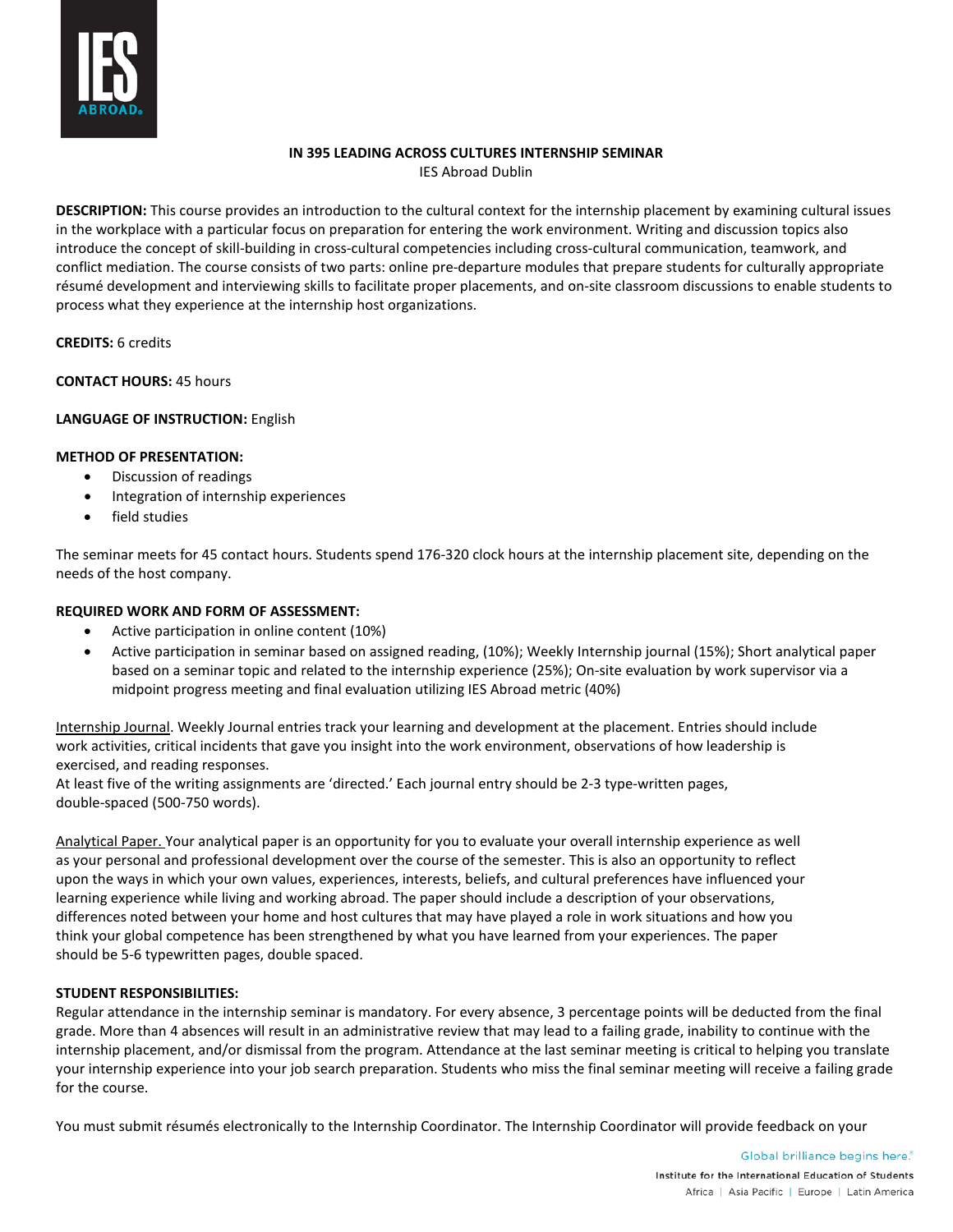# IN 395 LEADING ACROSS CULTURES INTERNSHIP SEMINAR

IES Abroad Dublin

**DESCRIPTION:** This course provides an introduction to the cultural context for the internship placement by examining cultural issues in the workplace with a particular focus on preparation for entering the work environment. Writing and discussion topics also introduce the concept of skill-building in cross-cultural competencies including cross-cultural communication, teamwork, and conflict mediation. The course consists of two parts: online pre-departure modules that prepare students for culturally appropriate résumé development and interviewing skills to facilitate proper placements, and on-site classroom discussions to enable students to process what they experience at the internship host organizations.

**CREDITS:** 6 credits

**CONTACT HOURS:** 45 hours

**LANGUAGE OF INSTRUCTION:** English

**METHOD OF PRESENTATION:**

- Discussion of readings
- Integration of internship experiences
- field studies

The seminar meets for 45 contact hours. Students spend 176-320 clock hours at the internship placement site, depending on the needs of the host company.

**REQUIRED WORK AND FORM OF ASSESSMENT:**

- Active participation in online content (10%)
- Active participation in seminar based on assigned reading, (10%); Weekly Internship journal (15%); Short analytical paper based on a seminar topic and related to the internship experience (25%); On-site evaluation by work supervisor via a midpoint progress meeting and final evaluation utilizing IES Abroad metric (40%)

Internship Journal. Weekly Journal entries track your learning and development at the placement. Entries should include work activities, critical incidents that gave you insight into the work environment, observations of how leadership is exercised, and reading responses.
At least five of the writing assignments are 'directed.' Each journal entry should be 2-3 type-written pages, double-spaced (500-750 words).

Analytical Paper. Your analytical paper is an opportunity for you to evaluate your overall internship experience as well as your personal and professional development over the course of the semester. This is also an opportunity to reflect upon the ways in which your own values, experiences, interests, beliefs, and cultural preferences have influenced your learning experience while living and working abroad. The paper should include a description of your observations, differences noted between your home and host cultures that may have played a role in work situations and how you think your global competence has been strengthened by what you have learned from your experiences. The paper should be 5-6 typewritten pages, double spaced.

**STUDENT RESPONSIBILITIES:**

Regular attendance in the internship seminar is mandatory. For every absence, 3 percentage points will be deducted from the final grade. More than 4 absences will result in an administrative review that may lead to a failing grade, inability to continue with the internship placement, and/or dismissal from the program. Attendance at the last seminar meeting is critical to helping you translate your internship experience into your job search preparation. Students who miss the final seminar meeting will receive a failing grade for the course.

You must submit résumés electronically to the Internship Coordinator. The Internship Coordinator will provide feedback on your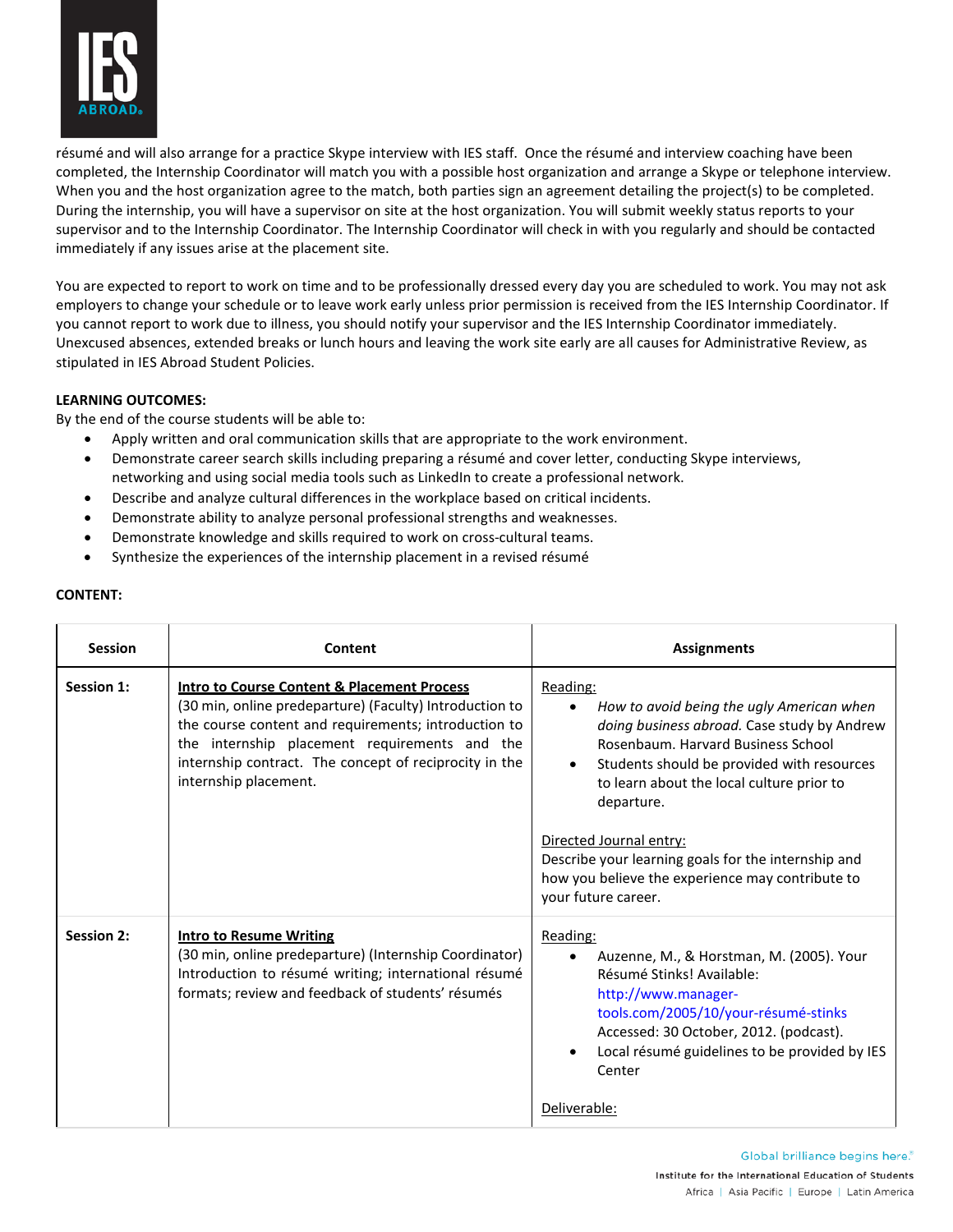résumé and will also arrange for a practice Skype interview with IES staff. Once the résumé and interview coaching have been completed, the Internship Coordinator will match you with a possible host organization and arrange a Skype or telephone interview. When you and the host organization agree to the match, both parties sign an agreement detailing the project(s) to be completed. During the internship, you will have a supervisor on site at the host organization. You will submit weekly status reports to your supervisor and to the Internship Coordinator. The Internship Coordinator will check in with you regularly and should be contacted immediately if any issues arise at the placement site.

You are expected to report to work on time and to be professionally dressed every day you are scheduled to work. You may not ask employers to change your schedule or to leave work early unless prior permission is received from the IES Internship Coordinator. If you cannot report to work due to illness, you should notify your supervisor and the IES Internship Coordinator immediately. Unexcused absences, extended breaks or lunch hours and leaving the work site early are all causes for Administrative Review, as stipulated in IES Abroad Student Policies.

**LEARNING OUTCOMES:**

By the end of the course students will be able to:

- Apply written and oral communication skills that are appropriate to the work environment.
- Demonstrate career search skills including preparing a résumé and cover letter, conducting Skype interviews, networking and using social media tools such as LinkedIn to create a professional network.
- Describe and analyze cultural differences in the workplace based on critical incidents.
- Demonstrate ability to analyze personal professional strengths and weaknesses.
- Demonstrate knowledge and skills required to work on cross-cultural teams.
- Synthesize the experiences of the internship placement in a revised résumé

**CONTENT:**

| Session | Content | Assignments |
|---|---|---|
| **Session 1:** | **Intro to Course Content & Placement Process** (30 min, online predeparture) (Faculty) Introduction to the course content and requirements; introduction to the internship placement requirements and the internship contract. The concept of reciprocity in the internship placement. | Reading:<br>• *How to avoid being the ugly American when doing business abroad.* Case study by Andrew Rosenbaum. Harvard Business School<br>• Students should be provided with resources to learn about the local culture prior to departure.<br><br>Directed Journal entry:<br>Describe your learning goals for the internship and how you believe the experience may contribute to your future career. |
| **Session 2:** | **Intro to Resume Writing** (30 min, online predeparture) (Internship Coordinator) Introduction to résumé writing; international résumé formats; review and feedback of students' résumés | Reading:<br>• Auzenne, M., & Horstman, M. (2005). Your Résumé Stinks! Available: http://www.manager-tools.com/2005/10/your-résumé-stinks Accessed: 30 October, 2012. (podcast).<br>• Local résumé guidelines to be provided by IES Center<br><br>Deliverable: |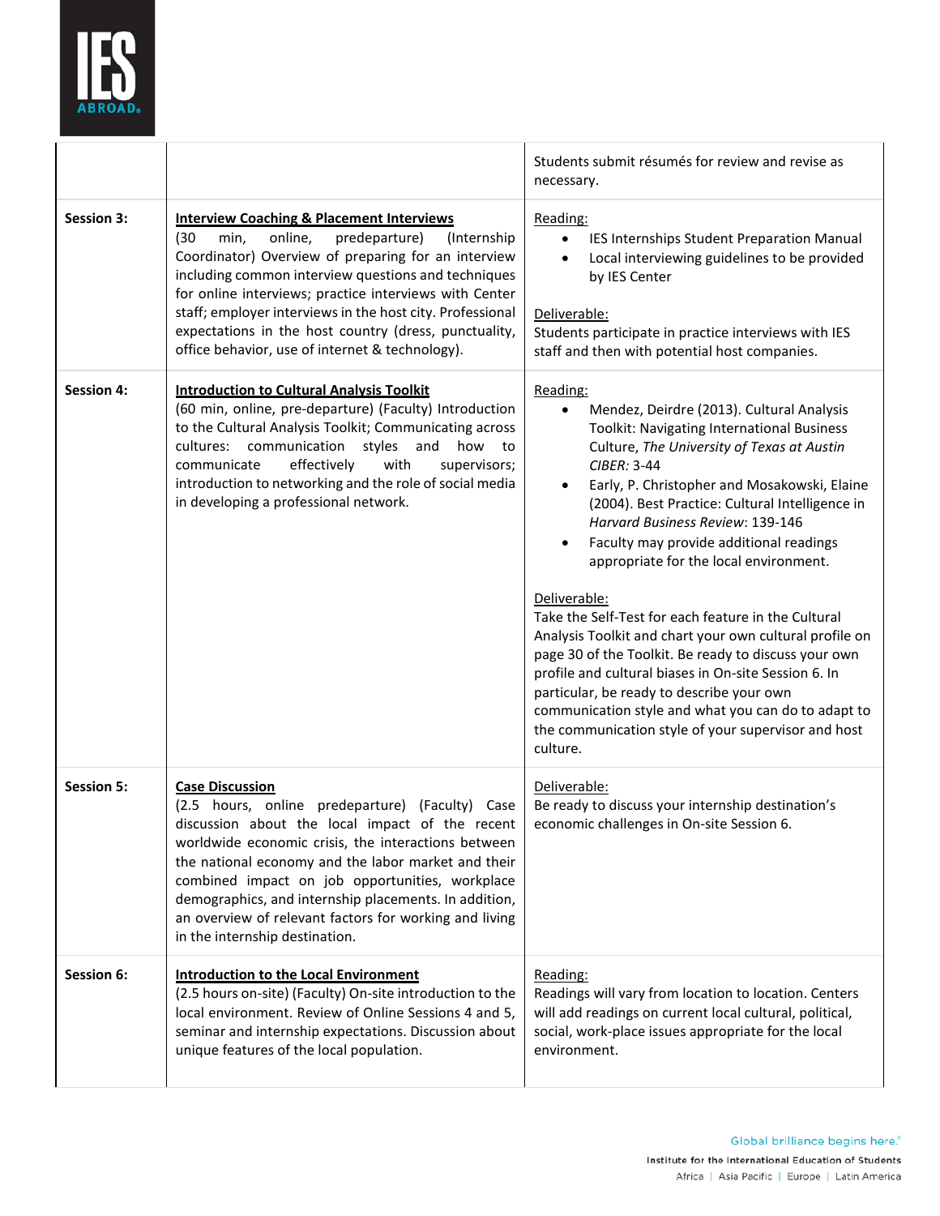| | | |
|---|---|---|
| | | Students submit résumés for review and revise as necessary. |
| **Session 3:** | **Interview Coaching & Placement Interviews**<br>(30 min, online, predeparture) (Internship Coordinator) Overview of preparing for an interview including common interview questions and techniques for online interviews; practice interviews with Center staff; employer interviews in the host city. Professional expectations in the host country (dress, punctuality, office behavior, use of internet & technology). | Reading:<br>• IES Internships Student Preparation Manual<br>• Local interviewing guidelines to be provided by IES Center<br><br>Deliverable:<br>Students participate in practice interviews with IES staff and then with potential host companies. |
| **Session 4:** | **Introduction to Cultural Analysis Toolkit**<br>(60 min, online, pre-departure) (Faculty) Introduction to the Cultural Analysis Toolkit; Communicating across cultures: communication styles and how to communicate effectively with supervisors; introduction to networking and the role of social media in developing a professional network. | Reading:<br>• Mendez, Deirdre (2013). Cultural Analysis Toolkit: Navigating International Business Culture, *The University of Texas at Austin CIBER:* 3-44<br>• Early, P. Christopher and Mosakowski, Elaine (2004). Best Practice: Cultural Intelligence in *Harvard Business Review*: 139-146<br>• Faculty may provide additional readings appropriate for the local environment.<br><br>Deliverable:<br>Take the Self-Test for each feature in the Cultural Analysis Toolkit and chart your own cultural profile on page 30 of the Toolkit. Be ready to discuss your own profile and cultural biases in On-site Session 6. In particular, be ready to describe your own communication style and what you can do to adapt to the communication style of your supervisor and host culture. |
| **Session 5:** | **Case Discussion**<br>(2.5 hours, online predeparture) (Faculty) Case discussion about the local impact of the recent worldwide economic crisis, the interactions between the national economy and the labor market and their combined impact on job opportunities, workplace demographics, and internship placements. In addition, an overview of relevant factors for working and living in the internship destination. | Deliverable:<br>Be ready to discuss your internship destination's economic challenges in On-site Session 6. |
| **Session 6:** | **Introduction to the Local Environment**<br>(2.5 hours on-site) (Faculty) On-site introduction to the local environment. Review of Online Sessions 4 and 5, seminar and internship expectations. Discussion about unique features of the local population. | Reading:<br>Readings will vary from location to location. Centers will add readings on current local cultural, political, social, work-place issues appropriate for the local environment. |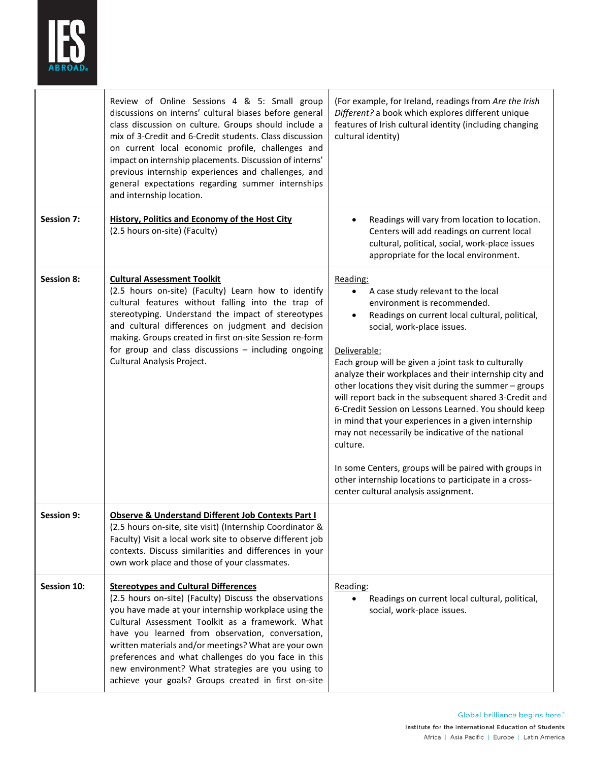| | | |
|---|---|---|
| | Review of Online Sessions 4 & 5: Small group discussions on interns' cultural biases before general class discussion on culture. Groups should include a mix of 3-Credit and 6-Credit students. Class discussion on current local economic profile, challenges and impact on internship placements. Discussion of interns' previous internship experiences and challenges, and general expectations regarding summer internships and internship location. | (For example, for Ireland, readings from *Are the Irish Different?* a book which explores different unique features of Irish cultural identity (including changing cultural identity) |
| **Session 7:** | <u>**History, Politics and Economy of the Host City**</u><br>(2.5 hours on-site) (Faculty) | • Readings will vary from location to location. Centers will add readings on current local cultural, political, social, work-place issues appropriate for the local environment. |
| **Session 8:** | <u>**Cultural Assessment Toolkit**</u><br>(2.5 hours on-site) (Faculty) Learn how to identify cultural features without falling into the trap of stereotyping. Understand the impact of stereotypes and cultural differences on judgment and decision making. Groups created in first on-site Session re-form for group and class discussions – including ongoing Cultural Analysis Project. | <u>Reading:</u><br>• A case study relevant to the local environment is recommended.<br>• Readings on current local cultural, political, social, work-place issues.<br><br><u>Deliverable:</u><br>Each group will be given a joint task to culturally analyze their workplaces and their internship city and other locations they visit during the summer – groups will report back in the subsequent shared 3-Credit and 6-Credit Session on Lessons Learned. You should keep in mind that your experiences in a given internship may not necessarily be indicative of the national culture.<br><br>In some Centers, groups will be paired with groups in other internship locations to participate in a cross-center cultural analysis assignment. |
| **Session 9:** | <u>**Observe & Understand Different Job Contexts Part I**</u><br>(2.5 hours on-site, site visit) (Internship Coordinator & Faculty) Visit a local work site to observe different job contexts. Discuss similarities and differences in your own work place and those of your classmates. | |
| **Session 10:** | <u>**Stereotypes and Cultural Differences**</u><br>(2.5 hours on-site) (Faculty) Discuss the observations you have made at your internship workplace using the Cultural Assessment Toolkit as a framework. What have you learned from observation, conversation, written materials and/or meetings? What are your own preferences and what challenges do you face in this new environment? What strategies are you using to achieve your goals? Groups created in first on-site | <u>Reading:</u><br>• Readings on current local cultural, political, social, work-place issues. |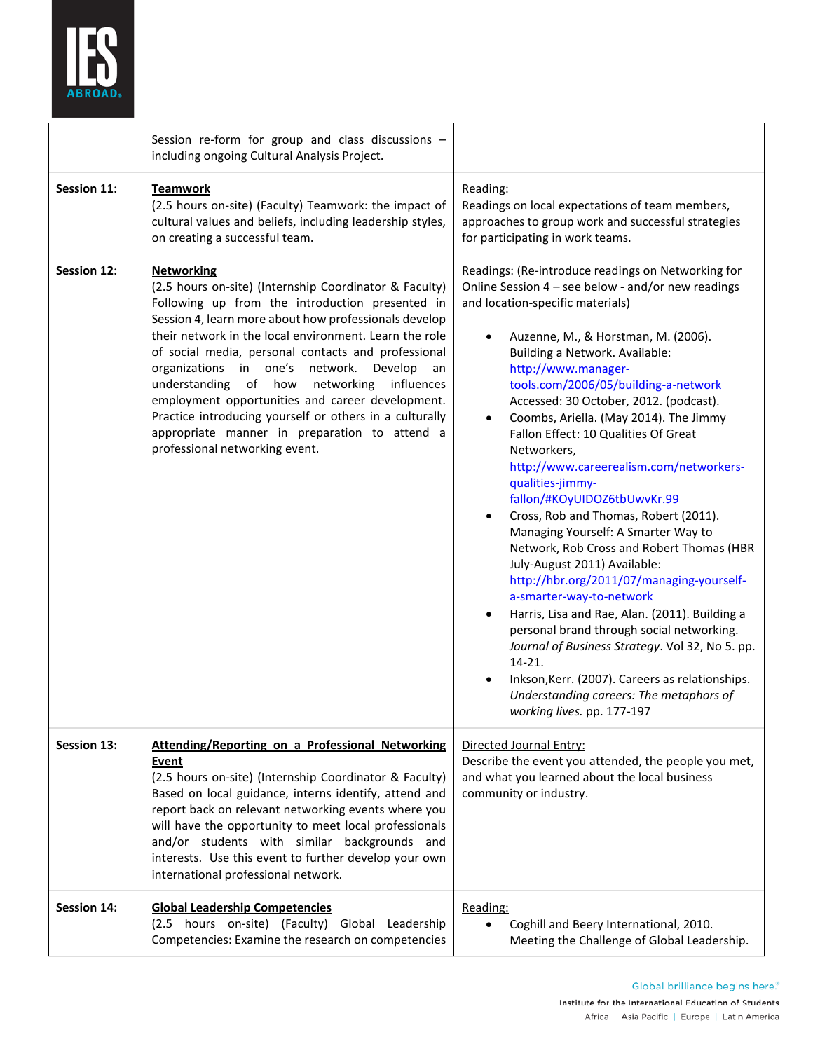| | | |
|---|---|---|
| | Session re-form for group and class discussions – including ongoing Cultural Analysis Project. | |
| **Session 11:** | **Teamwork**<br>(2.5 hours on-site) (Faculty) Teamwork: the impact of cultural values and beliefs, including leadership styles, on creating a successful team. | Reading:<br>Readings on local expectations of team members, approaches to group work and successful strategies for participating in work teams. |
| **Session 12:** | **Networking**<br>(2.5 hours on-site) (Internship Coordinator & Faculty) Following up from the introduction presented in Session 4, learn more about how professionals develop their network in the local environment. Learn the role of social media, personal contacts and professional organizations in one's network. Develop an understanding of how networking influences employment opportunities and career development. Practice introducing yourself or others in a culturally appropriate manner in preparation to attend a professional networking event. | Readings: (Re-introduce readings on Networking for Online Session 4 – see below - and/or new readings and location-specific materials)<br><br>• Auzenne, M., & Horstman, M. (2006). Building a Network. Available: http://www.manager-tools.com/2006/05/building-a-network Accessed: 30 October, 2012. (podcast).<br>• Coombs, Ariella. (May 2014). The Jimmy Fallon Effect: 10 Qualities Of Great Networkers, http://www.careerealism.com/networkers-qualities-jimmy-fallon/#KOyUIDOZ6tbUwvKr.99<br>• Cross, Rob and Thomas, Robert (2011). Managing Yourself: A Smarter Way to Network, Rob Cross and Robert Thomas (HBR July-August 2011) Available: http://hbr.org/2011/07/managing-yourself-a-smarter-way-to-network<br>• Harris, Lisa and Rae, Alan. (2011). Building a personal brand through social networking. *Journal of Business Strategy*. Vol 32, No 5. pp. 14-21.<br>• Inkson,Kerr. (2007). Careers as relationships. *Understanding careers: The metaphors of working lives.* pp. 177-197 |
| **Session 13:** | **Attending/Reporting on a Professional Networking Event**<br>(2.5 hours on-site) (Internship Coordinator & Faculty) Based on local guidance, interns identify, attend and report back on relevant networking events where you will have the opportunity to meet local professionals and/or students with similar backgrounds and interests. Use this event to further develop your own international professional network. | Directed Journal Entry:<br>Describe the event you attended, the people you met, and what you learned about the local business community or industry. |
| **Session 14:** | **Global Leadership Competencies**<br>(2.5 hours on-site) (Faculty) Global Leadership Competencies: Examine the research on competencies | Reading:<br>• Coghill and Beery International, 2010. Meeting the Challenge of Global Leadership. |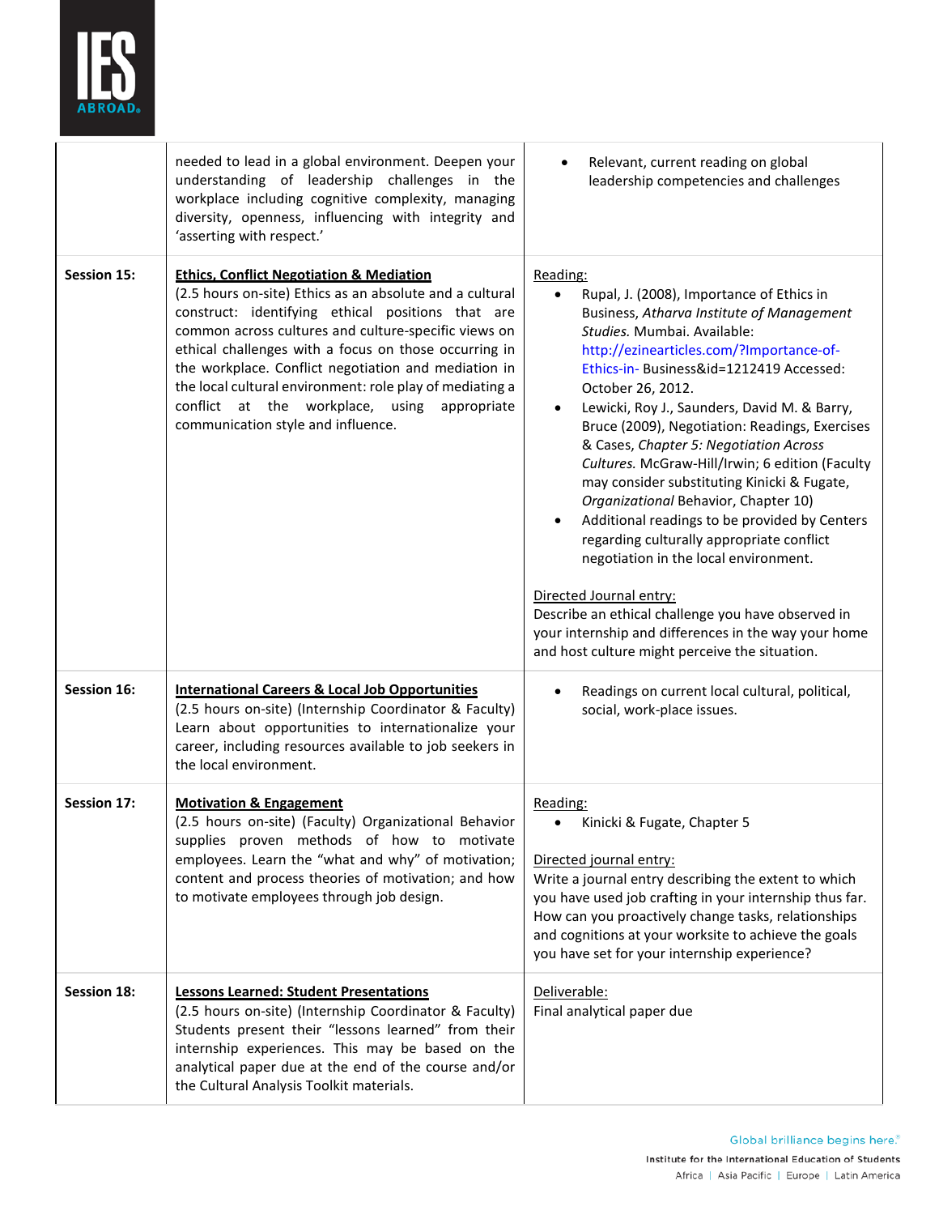|  |  |  |
|---|---|---|
|  | needed to lead in a global environment. Deepen your understanding of leadership challenges in the workplace including cognitive complexity, managing diversity, openness, influencing with integrity and 'asserting with respect.' | • Relevant, current reading on global leadership competencies and challenges |
| **Session 15:** | <u>**Ethics, Conflict Negotiation & Mediation**</u><br>(2.5 hours on-site) Ethics as an absolute and a cultural construct: identifying ethical positions that are common across cultures and culture-specific views on ethical challenges with a focus on those occurring in the workplace. Conflict negotiation and mediation in the local cultural environment: role play of mediating a conflict at the workplace, using appropriate communication style and influence. | <u>Reading:</u><br>• Rupal, J. (2008), Importance of Ethics in Business, *Atharva Institute of Management Studies.* Mumbai. Available: http://ezinearticles.com/?Importance-of-Ethics-in- Business&id=1212419 Accessed: October 26, 2012.<br>• Lewicki, Roy J., Saunders, David M. & Barry, Bruce (2009), Negotiation: Readings, Exercises & Cases, *Chapter 5: Negotiation Across Cultures.* McGraw-Hill/Irwin; 6 edition (Faculty may consider substituting Kinicki & Fugate, *Organizational* Behavior, Chapter 10)<br>• Additional readings to be provided by Centers regarding culturally appropriate conflict negotiation in the local environment.<br><br><u>Directed Journal entry:</u><br>Describe an ethical challenge you have observed in your internship and differences in the way your home and host culture might perceive the situation. |
| **Session 16:** | <u>**International Careers & Local Job Opportunities**</u><br>(2.5 hours on-site) (Internship Coordinator & Faculty) Learn about opportunities to internationalize your career, including resources available to job seekers in the local environment. | • Readings on current local cultural, political, social, work-place issues. |
| **Session 17:** | <u>**Motivation & Engagement**</u><br>(2.5 hours on-site) (Faculty) Organizational Behavior supplies proven methods of how to motivate employees. Learn the "what and why" of motivation; content and process theories of motivation; and how to motivate employees through job design. | <u>Reading:</u><br>• Kinicki & Fugate, Chapter 5<br><br><u>Directed journal entry:</u><br>Write a journal entry describing the extent to which you have used job crafting in your internship thus far. How can you proactively change tasks, relationships and cognitions at your worksite to achieve the goals you have set for your internship experience? |
| **Session 18:** | <u>**Lessons Learned: Student Presentations**</u><br>(2.5 hours on-site) (Internship Coordinator & Faculty) Students present their "lessons learned" from their internship experiences. This may be based on the analytical paper due at the end of the course and/or the Cultural Analysis Toolkit materials. | <u>Deliverable:</u><br>Final analytical paper due |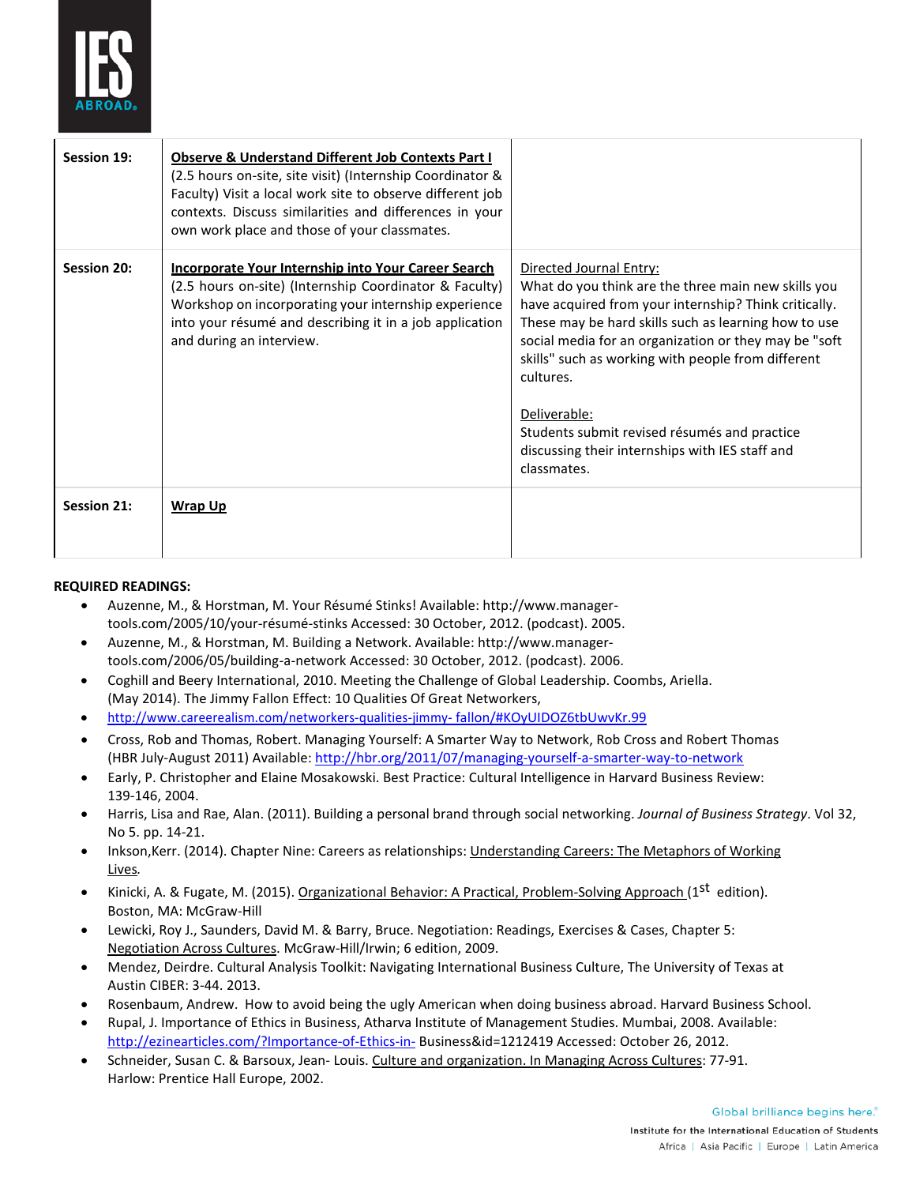| Session 19: | **Observe & Understand Different Job Contexts Part I** (2.5 hours on-site, site visit) (Internship Coordinator & Faculty) Visit a local work site to observe different job contexts. Discuss similarities and differences in your own work place and those of your classmates. | |
|---|---|---|
| Session 20: | **Incorporate Your Internship into Your Career Search** (2.5 hours on-site) (Internship Coordinator & Faculty) Workshop on incorporating your internship experience into your résumé and describing it in a job application and during an interview. | Directed Journal Entry: What do you think are the three main new skills you have acquired from your internship? Think critically. These may be hard skills such as learning how to use social media for an organization or they may be "soft skills" such as working with people from different cultures. <br><br> Deliverable: Students submit revised résumés and practice discussing their internships with IES staff and classmates. |
| Session 21: | **Wrap Up** | |

**REQUIRED READINGS:**

- Auzenne, M., & Horstman, M. Your Résumé Stinks! Available: http://www.manager-tools.com/2005/10/your-résumé-stinks Accessed: 30 October, 2012. (podcast). 2005.
- Auzenne, M., & Horstman, M. Building a Network. Available: http://www.manager-tools.com/2006/05/building-a-network Accessed: 30 October, 2012. (podcast). 2006.
- Coghill and Beery International, 2010. Meeting the Challenge of Global Leadership. Coombs, Ariella. (May 2014). The Jimmy Fallon Effect: 10 Qualities Of Great Networkers,
- http://www.careerealism.com/networkers-qualities-jimmy- fallon/#KOyUIDOZ6tbUwvKr.99
- Cross, Rob and Thomas, Robert. Managing Yourself: A Smarter Way to Network, Rob Cross and Robert Thomas (HBR July-August 2011) Available: http://hbr.org/2011/07/managing-yourself-a-smarter-way-to-network
- Early, P. Christopher and Elaine Mosakowski. Best Practice: Cultural Intelligence in Harvard Business Review: 139-146, 2004.
- Harris, Lisa and Rae, Alan. (2011). Building a personal brand through social networking. *Journal of Business Strategy*. Vol 32, No 5. pp. 14-21.
- Inkson,Kerr. (2014). Chapter Nine: Careers as relationships: Understanding Careers: The Metaphors of Working Lives.
- Kinicki, A. & Fugate, M. (2015). Organizational Behavior: A Practical, Problem-Solving Approach (1st edition). Boston, MA: McGraw-Hill
- Lewicki, Roy J., Saunders, David M. & Barry, Bruce. Negotiation: Readings, Exercises & Cases, Chapter 5: Negotiation Across Cultures. McGraw-Hill/Irwin; 6 edition, 2009.
- Mendez, Deirdre. Cultural Analysis Toolkit: Navigating International Business Culture, The University of Texas at Austin CIBER: 3-44. 2013.
- Rosenbaum, Andrew. How to avoid being the ugly American when doing business abroad. Harvard Business School.
- Rupal, J. Importance of Ethics in Business, Atharva Institute of Management Studies. Mumbai, 2008. Available: http://ezinearticles.com/?Importance-of-Ethics-in- Business&id=1212419 Accessed: October 26, 2012.
- Schneider, Susan C. & Barsoux, Jean- Louis. Culture and organization. In Managing Across Cultures: 77-91. Harlow: Prentice Hall Europe, 2002.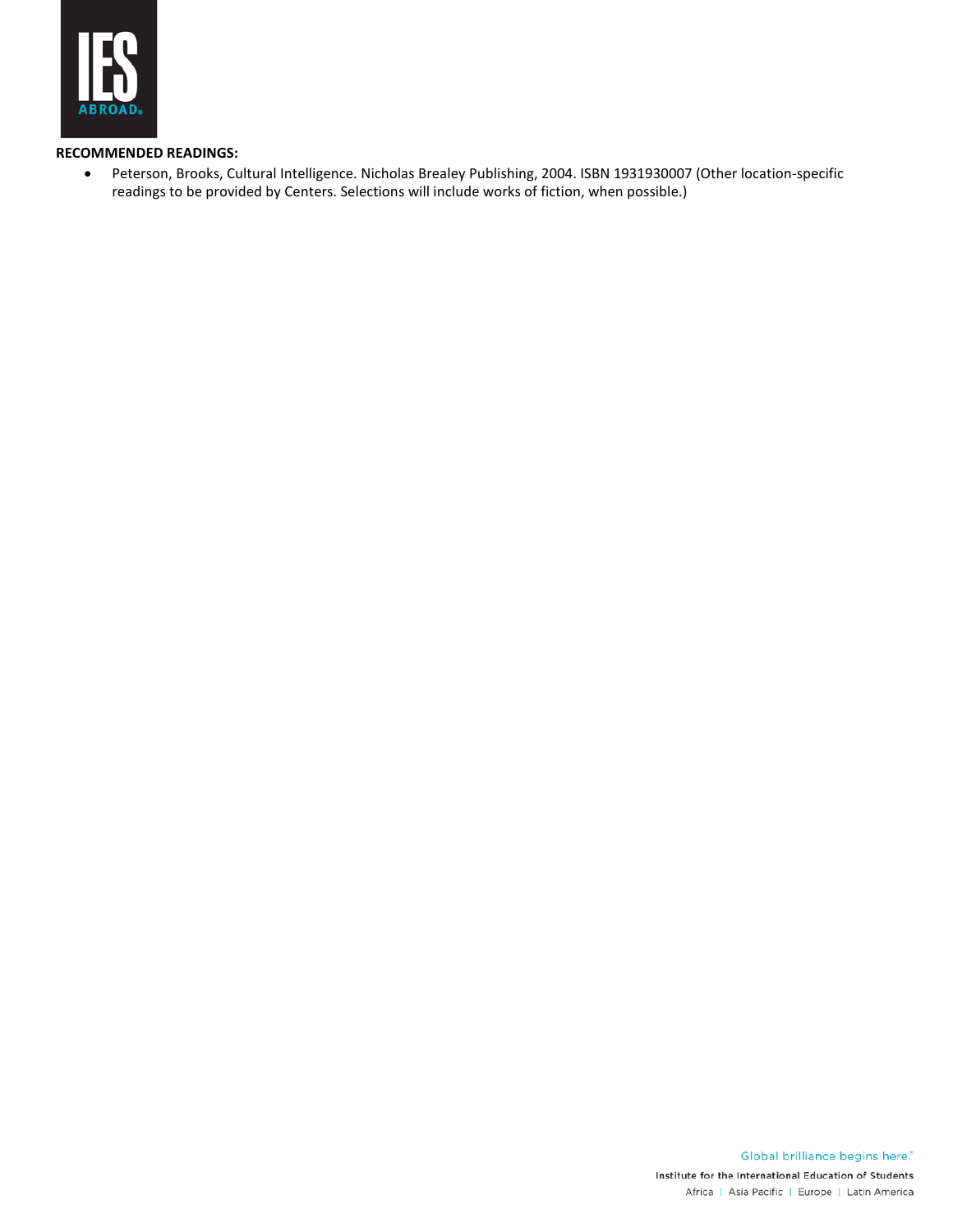**RECOMMENDED READINGS:**

- Peterson, Brooks, Cultural Intelligence. Nicholas Brealey Publishing, 2004. ISBN 1931930007 (Other location-specific readings to be provided by Centers. Selections will include works of fiction, when possible.)